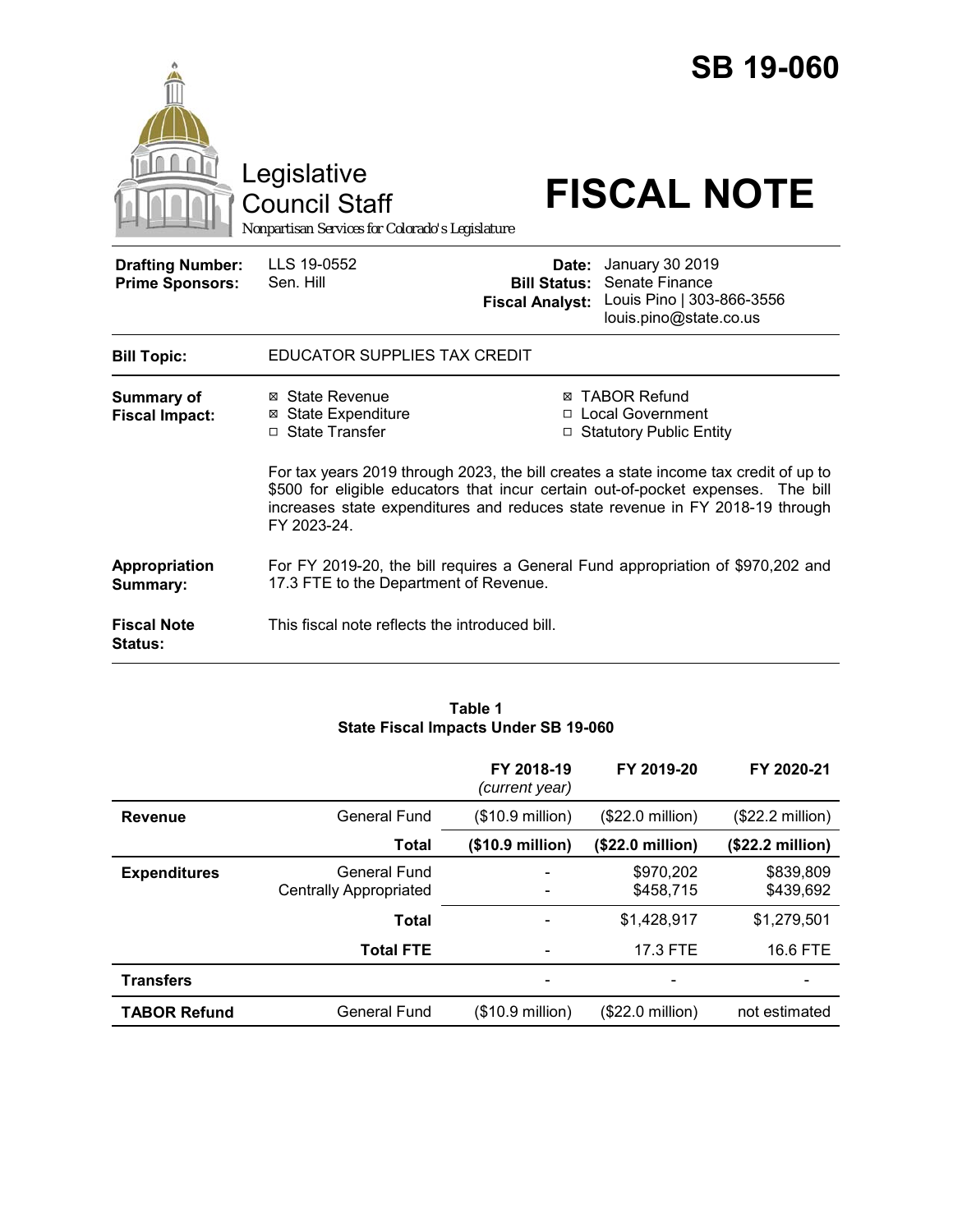# SB 19-060

Legislative Council Staff

*Nonpartisan Services for Colorado's Legislature*

# FISCAL NOTE

| | | | |
|---|---|---|---|
| **Drafting Number:** | LLS 19-0552 | **Date:** | January 30 2019 |
| **Prime Sponsors:** | Sen. Hill | **Bill Status:** | Senate Finance |
| | | **Fiscal Analyst:** | Louis Pino \| 303-866-3556 louis.pino@state.co.us |

**Bill Topic:** EDUCATOR SUPPLIES TAX CREDIT

**Summary of Fiscal Impact:**

- ☒ State Revenue
- ☒ State Expenditure
- ☐ State Transfer
- ☒ TABOR Refund
- ☐ Local Government
- ☐ Statutory Public Entity

For tax years 2019 through 2023, the bill creates a state income tax credit of up to $500 for eligible educators that incur certain out-of-pocket expenses. The bill increases state expenditures and reduces state revenue in FY 2018-19 through FY 2023-24.

**Appropriation Summary:** For FY 2019-20, the bill requires a General Fund appropriation of $970,202 and 17.3 FTE to the Department of Revenue.

**Fiscal Note Status:** This fiscal note reflects the introduced bill.

**Table 1**
**State Fiscal Impacts Under SB 19-060**

| | | FY 2018-19 *(current year)* | FY 2019-20 | FY 2020-21 |
|---|---|---|---|---|
| **Revenue** | General Fund | ($10.9 million) | ($22.0 million) | ($22.2 million) |
| | **Total** | **($10.9 million)** | **($22.0 million)** | **($22.2 million)** |
| **Expenditures** | General Fund | - | $970,202 | $839,809 |
| | Centrally Appropriated | - | $458,715 | $439,692 |
| | **Total** | - | $1,428,917 | $1,279,501 |
| | **Total FTE** | - | 17.3 FTE | 16.6 FTE |
| **Transfers** | | - | - | - |
| **TABOR Refund** | General Fund | ($10.9 million) | ($22.0 million) | not estimated |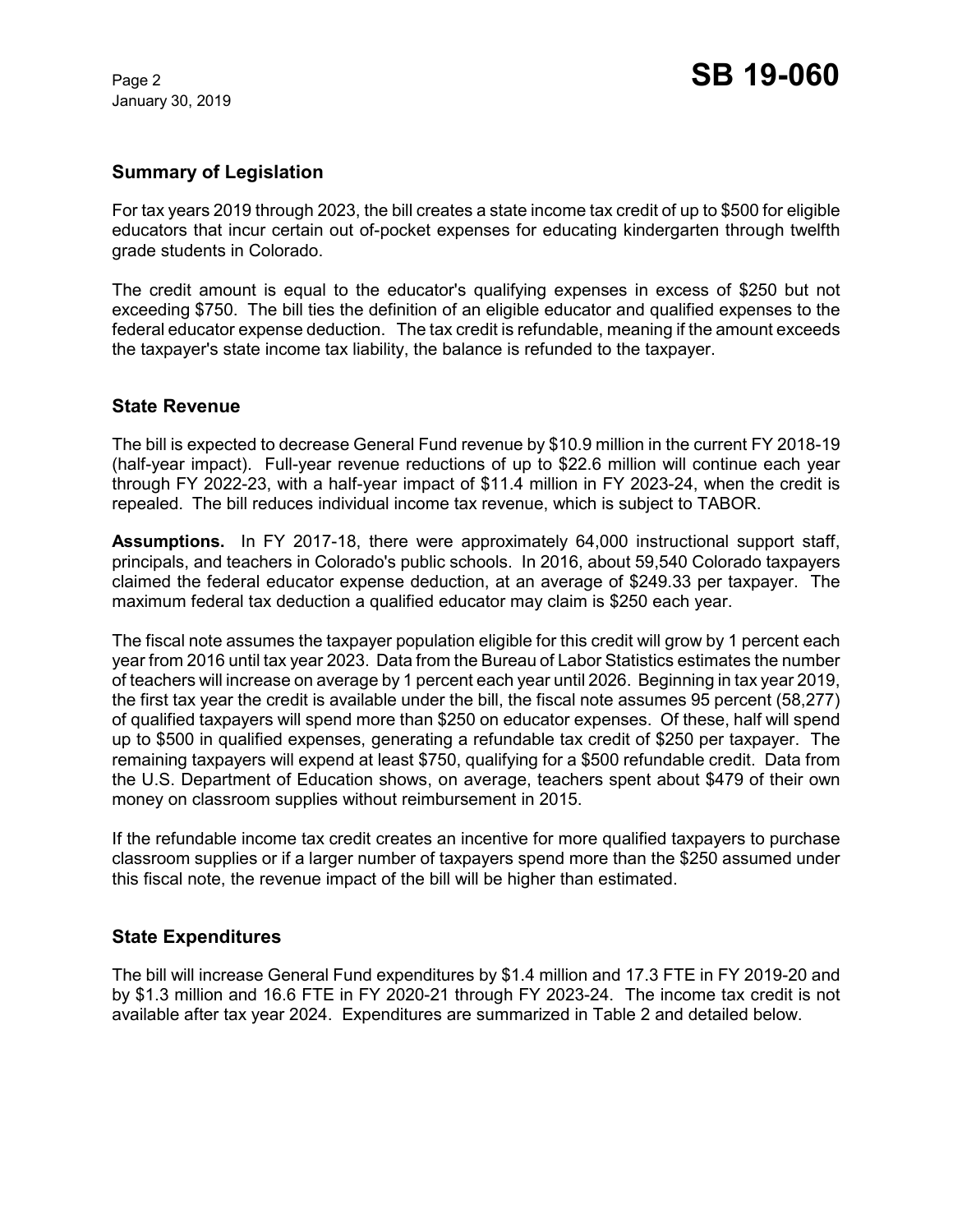## Summary of Legislation

For tax years 2019 through 2023, the bill creates a state income tax credit of up to $500 for eligible educators that incur certain out-of-pocket expenses for educating kindergarten through twelfth grade students in Colorado.

The credit amount is equal to the educator's qualifying expenses in excess of $250 but not exceeding $750. The bill ties the definition of an eligible educator and qualified expenses to the federal educator expense deduction. The tax credit is refundable, meaning if the amount exceeds the taxpayer's state income tax liability, the balance is refunded to the taxpayer.

## State Revenue

The bill is expected to decrease General Fund revenue by $10.9 million in the current FY 2018-19 (half-year impact). Full-year revenue reductions of up to $22.6 million will continue each year through FY 2022-23, with a half-year impact of $11.4 million in FY 2023-24, when the credit is repealed. The bill reduces individual income tax revenue, which is subject to TABOR.

**Assumptions.** In FY 2017-18, there were approximately 64,000 instructional support staff, principals, and teachers in Colorado's public schools. In 2016, about 59,540 Colorado taxpayers claimed the federal educator expense deduction, at an average of $249.33 per taxpayer. The maximum federal tax deduction a qualified educator may claim is $250 each year.

The fiscal note assumes the taxpayer population eligible for this credit will grow by 1 percent each year from 2016 until tax year 2023. Data from the Bureau of Labor Statistics estimates the number of teachers will increase on average by 1 percent each year until 2026. Beginning in tax year 2019, the first tax year the credit is available under the bill, the fiscal note assumes 95 percent (58,277) of qualified taxpayers will spend more than $250 on educator expenses. Of these, half will spend up to $500 in qualified expenses, generating a refundable tax credit of $250 per taxpayer. The remaining taxpayers will expend at least $750, qualifying for a $500 refundable credit. Data from the U.S. Department of Education shows, on average, teachers spent about $479 of their own money on classroom supplies without reimbursement in 2015.

If the refundable income tax credit creates an incentive for more qualified taxpayers to purchase classroom supplies or if a larger number of taxpayers spend more than the $250 assumed under this fiscal note, the revenue impact of the bill will be higher than estimated.

## State Expenditures

The bill will increase General Fund expenditures by $1.4 million and 17.3 FTE in FY 2019-20 and by $1.3 million and 16.6 FTE in FY 2020-21 through FY 2023-24. The income tax credit is not available after tax year 2024. Expenditures are summarized in Table 2 and detailed below.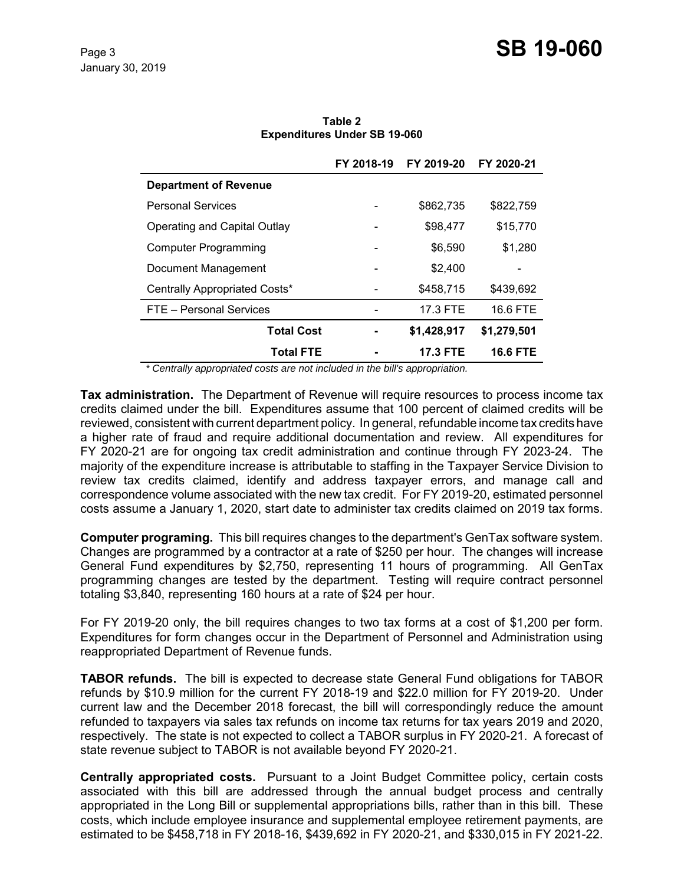**Table 2**
**Expenditures Under SB 19-060**

| | FY 2018-19 | FY 2019-20 | FY 2020-21 |
|---|---|---|---|
| **Department of Revenue** | | | |
| Personal Services | - | $862,735 | $822,759 |
| Operating and Capital Outlay | - | $98,477 | $15,770 |
| Computer Programming | - | $6,590 | $1,280 |
| Document Management | - | $2,400 | - |
| Centrally Appropriated Costs* | - | $458,715 | $439,692 |
| FTE – Personal Services | - | 17.3 FTE | 16.6 FTE |
| **Total Cost** | **-** | **$1,428,917** | **$1,279,501** |
| **Total FTE** | **-** | **17.3 FTE** | **16.6 FTE** |

*\* Centrally appropriated costs are not included in the bill's appropriation.*

**Tax administration.** The Department of Revenue will require resources to process income tax credits claimed under the bill. Expenditures assume that 100 percent of claimed credits will be reviewed, consistent with current department policy. In general, refundable income tax credits have a higher rate of fraud and require additional documentation and review. All expenditures for FY 2020-21 are for ongoing tax credit administration and continue through FY 2023-24. The majority of the expenditure increase is attributable to staffing in the Taxpayer Service Division to review tax credits claimed, identify and address taxpayer errors, and manage call and correspondence volume associated with the new tax credit. For FY 2019-20, estimated personnel costs assume a January 1, 2020, start date to administer tax credits claimed on 2019 tax forms.

**Computer programing.** This bill requires changes to the department's GenTax software system. Changes are programmed by a contractor at a rate of $250 per hour. The changes will increase General Fund expenditures by $2,750, representing 11 hours of programming. All GenTax programming changes are tested by the department. Testing will require contract personnel totaling $3,840, representing 160 hours at a rate of $24 per hour.

For FY 2019-20 only, the bill requires changes to two tax forms at a cost of $1,200 per form. Expenditures for form changes occur in the Department of Personnel and Administration using reappropriated Department of Revenue funds.

**TABOR refunds.** The bill is expected to decrease state General Fund obligations for TABOR refunds by $10.9 million for the current FY 2018-19 and $22.0 million for FY 2019-20. Under current law and the December 2018 forecast, the bill will correspondingly reduce the amount refunded to taxpayers via sales tax refunds on income tax returns for tax years 2019 and 2020, respectively. The state is not expected to collect a TABOR surplus in FY 2020-21. A forecast of state revenue subject to TABOR is not available beyond FY 2020-21.

**Centrally appropriated costs.** Pursuant to a Joint Budget Committee policy, certain costs associated with this bill are addressed through the annual budget process and centrally appropriated in the Long Bill or supplemental appropriations bills, rather than in this bill. These costs, which include employee insurance and supplemental employee retirement payments, are estimated to be $458,718 in FY 2018-16, $439,692 in FY 2020-21, and $330,015 in FY 2021-22.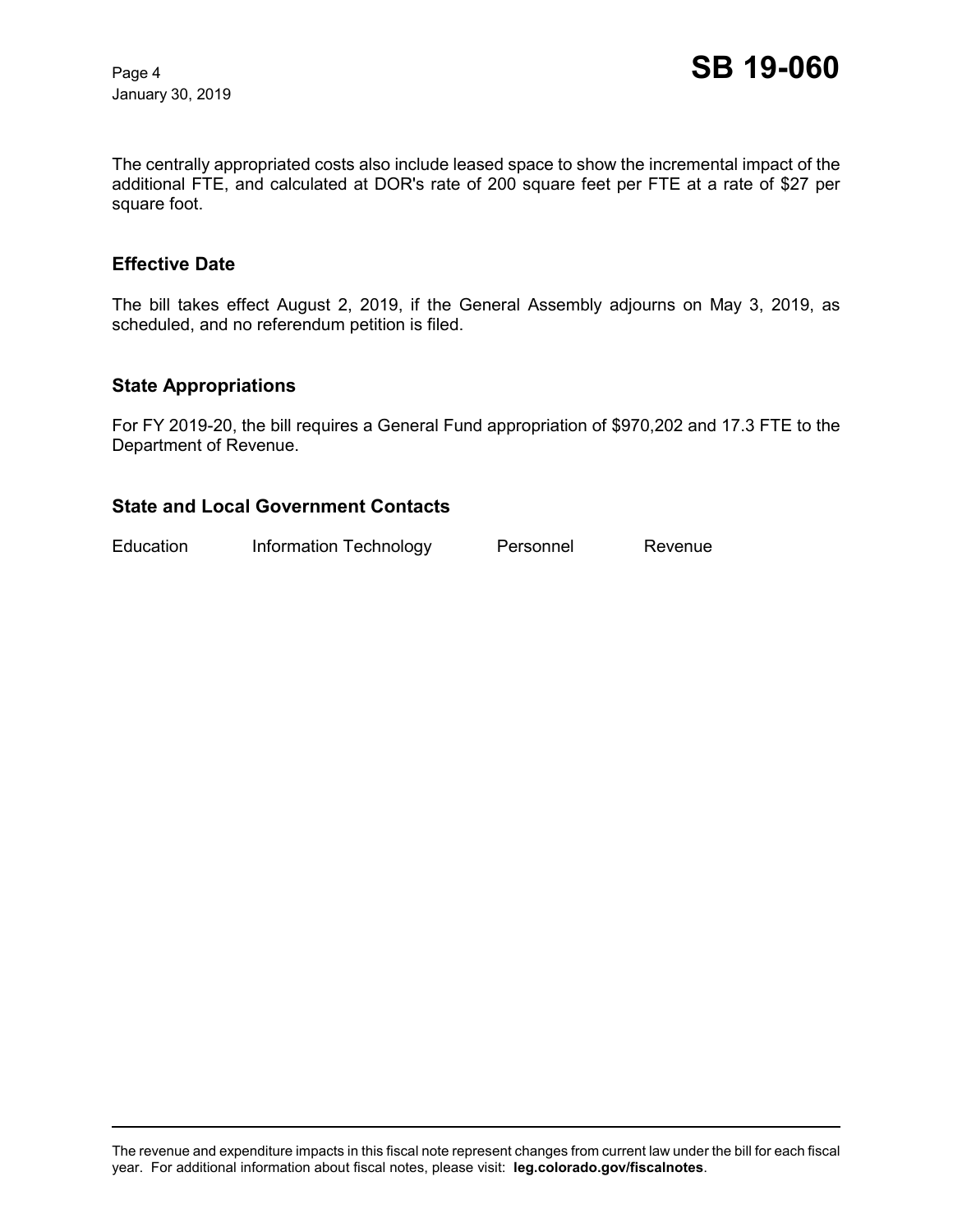The centrally appropriated costs also include leased space to show the incremental impact of the additional FTE, and calculated at DOR's rate of 200 square feet per FTE at a rate of $27 per square foot.

## Effective Date

The bill takes effect August 2, 2019, if the General Assembly adjourns on May 3, 2019, as scheduled, and no referendum petition is filed.

## State Appropriations

For FY 2019-20, the bill requires a General Fund appropriation of $970,202 and 17.3 FTE to the Department of Revenue.

## State and Local Government Contacts

| | | | |
|---|---|---|---|
| Education | Information Technology | Personnel | Revenue |

The revenue and expenditure impacts in this fiscal note represent changes from current law under the bill for each fiscal year. For additional information about fiscal notes, please visit: **leg.colorado.gov/fiscalnotes**.